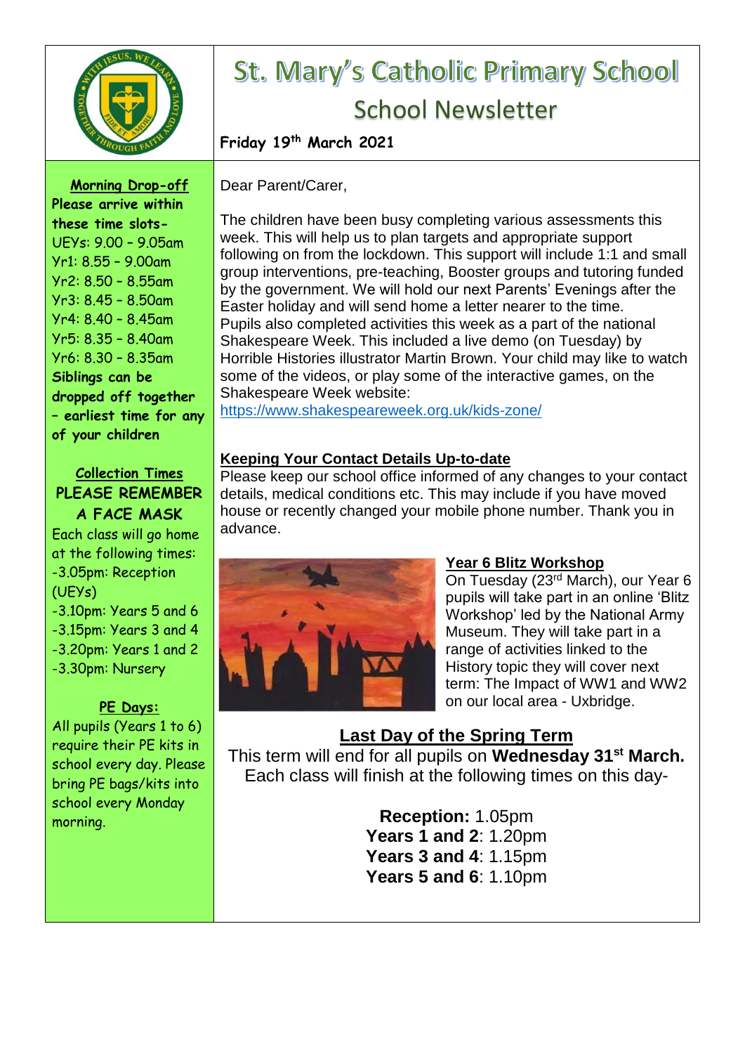# St. Mary's Catholic Primary School

## School Newsletter

**Friday 19th March 2021**

**Morning Drop-off**

**Please arrive within these time slots-**

UEYs: 9.00 – 9.05am
Yr1: 8.55 – 9.00am
Yr2: 8.50 – 8.55am
Yr3: 8.45 – 8.50am
Yr4: 8.40 – 8.45am
Yr5: 8.35 – 8.40am
Yr6: 8.30 – 8.35am

**Siblings can be dropped off together – earliest time for any of your children**

**Collection Times**

**PLEASE REMEMBER A FACE MASK**

Each class will go home at the following times:

- 3.05pm: Reception (UEYs)
- 3.10pm: Years 5 and 6
- 3.15pm: Years 3 and 4
- 3.20pm: Years 1 and 2
- 3.30pm: Nursery

**PE Days:**

All pupils (Years 1 to 6) require their PE kits in school every day. Please bring PE bags/kits into school every Monday morning.

Dear Parent/Carer,

The children have been busy completing various assessments this week. This will help us to plan targets and appropriate support following on from the lockdown. This support will include 1:1 and small group interventions, pre-teaching, Booster groups and tutoring funded by the government. We will hold our next Parents' Evenings after the Easter holiday and will send home a letter nearer to the time.
Pupils also completed activities this week as a part of the national Shakespeare Week. This included a live demo (on Tuesday) by Horrible Histories illustrator Martin Brown. Your child may like to watch some of the videos, or play some of the interactive games, on the Shakespeare Week website:
https://www.shakespeareweek.org.uk/kids-zone/

**Keeping Your Contact Details Up-to-date**

Please keep our school office informed of any changes to your contact details, medical conditions etc. This may include if you have moved house or recently changed your mobile phone number. Thank you in advance.

**Year 6 Blitz Workshop**

On Tuesday (23rd March), our Year 6 pupils will take part in an online 'Blitz Workshop' led by the National Army Museum. They will take part in a range of activities linked to the History topic they will cover next term: The Impact of WW1 and WW2 on our local area - Uxbridge.

**Last Day of the Spring Term**

This term will end for all pupils on **Wednesday 31st March.** Each class will finish at the following times on this day-

**Reception:** 1.05pm
**Years 1 and 2**: 1.20pm
**Years 3 and 4**: 1.15pm
**Years 5 and 6**: 1.10pm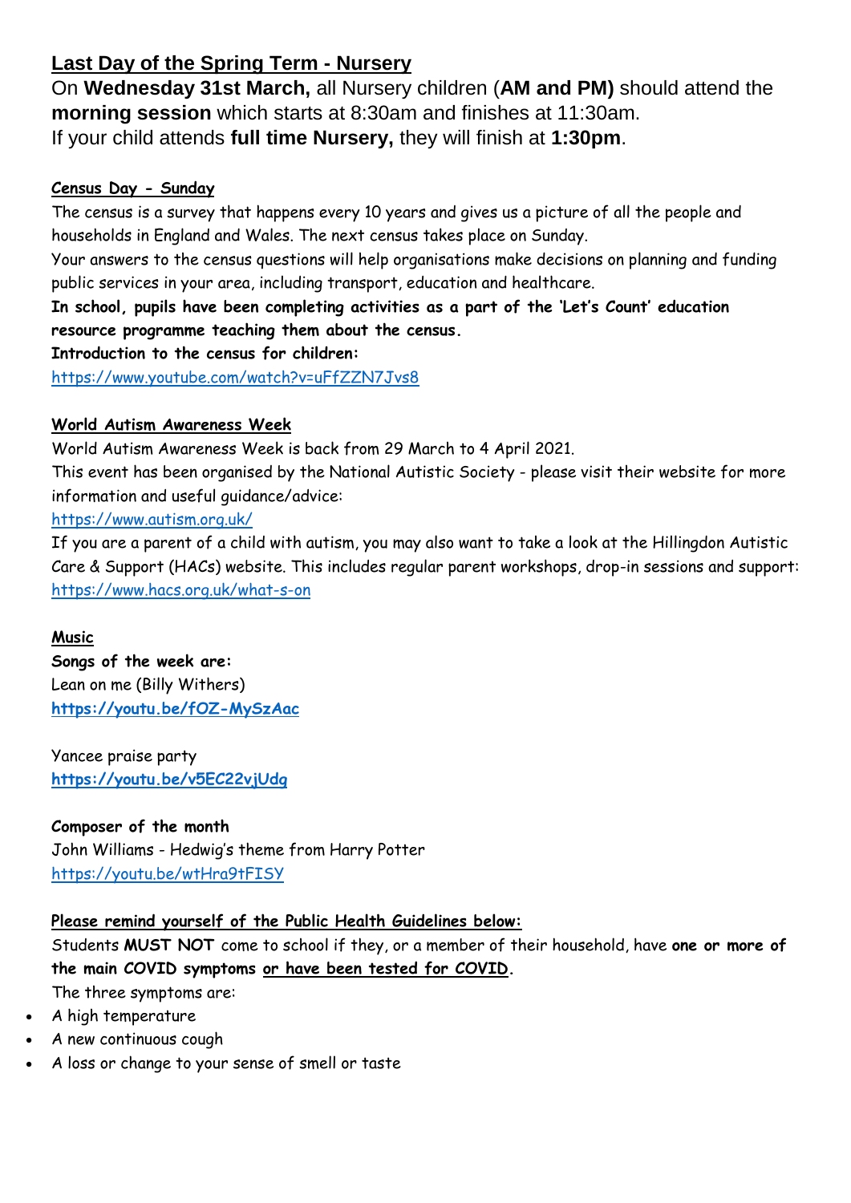## Last Day of the Spring Term - Nursery

On **Wednesday 31st March,** all Nursery children (**AM and PM)** should attend the **morning session** which starts at 8:30am and finishes at 11:30am.
If your child attends **full time Nursery,** they will finish at **1:30pm**.

### Census Day - Sunday

The census is a survey that happens every 10 years and gives us a picture of all the people and households in England and Wales. The next census takes place on Sunday.
Your answers to the census questions will help organisations make decisions on planning and funding public services in your area, including transport, education and healthcare.
**In school, pupils have been completing activities as a part of the 'Let's Count' education resource programme teaching them about the census.**
**Introduction to the census for children:**
https://www.youtube.com/watch?v=uFfZZN7Jvs8

### World Autism Awareness Week

World Autism Awareness Week is back from 29 March to 4 April 2021.
This event has been organised by the National Autistic Society - please visit their website for more information and useful guidance/advice:
https://www.autism.org.uk/
If you are a parent of a child with autism, you may also want to take a look at the Hillingdon Autistic Care & Support (HACs) website. This includes regular parent workshops, drop-in sessions and support:
https://www.hacs.org.uk/what-s-on

### Music

**Songs of the week are:**
Lean on me (Billy Withers)
**https://youtu.be/fOZ-MySzAac**

Yancee praise party
**https://youtu.be/v5EC22vjUdg**

**Composer of the month**
John Williams - Hedwig's theme from Harry Potter
https://youtu.be/wtHra9tFISY

### Please remind yourself of the Public Health Guidelines below:

Students **MUST NOT** come to school if they, or a member of their household, have **one or more of the main COVID symptoms <u>or have been tested for COVID</u>.**
The three symptoms are:

- A high temperature
- A new continuous cough
- A loss or change to your sense of smell or taste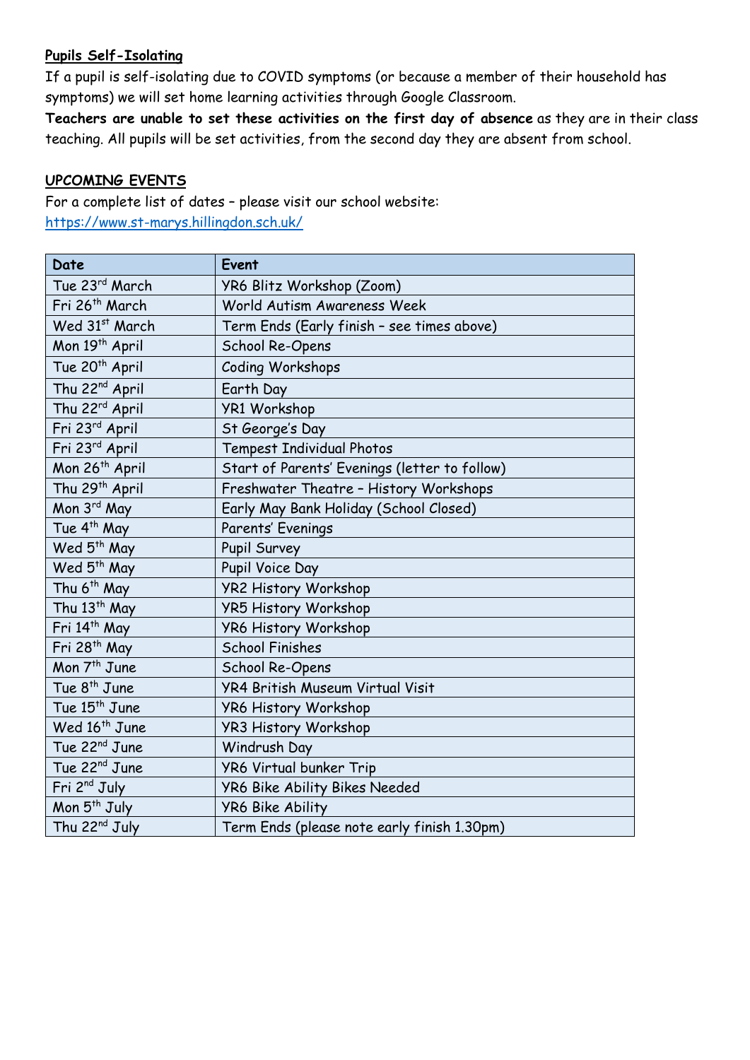**Pupils Self-Isolating**

If a pupil is self-isolating due to COVID symptoms (or because a member of their household has symptoms) we will set home learning activities through Google Classroom.

**Teachers are unable to set these activities on the first day of absence** as they are in their class teaching. All pupils will be set activities, from the second day they are absent from school.

**UPCOMING EVENTS**

For a complete list of dates – please visit our school website:
https://www.st-marys.hillingdon.sch.uk/

| Date | Event |
|---|---|
| Tue 23rd March | YR6 Blitz Workshop (Zoom) |
| Fri 26th March | World Autism Awareness Week |
| Wed 31st March | Term Ends (Early finish – see times above) |
| Mon 19th April | School Re-Opens |
| Tue 20th April | Coding Workshops |
| Thu 22nd April | Earth Day |
| Thu 22rd April | YR1 Workshop |
| Fri 23rd April | St George's Day |
| Fri 23rd April | Tempest Individual Photos |
| Mon 26th April | Start of Parents' Evenings (letter to follow) |
| Thu 29th April | Freshwater Theatre – History Workshops |
| Mon 3rd May | Early May Bank Holiday (School Closed) |
| Tue 4th May | Parents' Evenings |
| Wed 5th May | Pupil Survey |
| Wed 5th May | Pupil Voice Day |
| Thu 6th May | YR2 History Workshop |
| Thu 13th May | YR5 History Workshop |
| Fri 14th May | YR6 History Workshop |
| Fri 28th May | School Finishes |
| Mon 7th June | School Re-Opens |
| Tue 8th June | YR4 British Museum Virtual Visit |
| Tue 15th June | YR6 History Workshop |
| Wed 16th June | YR3 History Workshop |
| Tue 22nd June | Windrush Day |
| Tue 22nd June | YR6 Virtual bunker Trip |
| Fri 2nd July | YR6 Bike Ability Bikes Needed |
| Mon 5th July | YR6 Bike Ability |
| Thu 22nd July | Term Ends (please note early finish 1.30pm) |